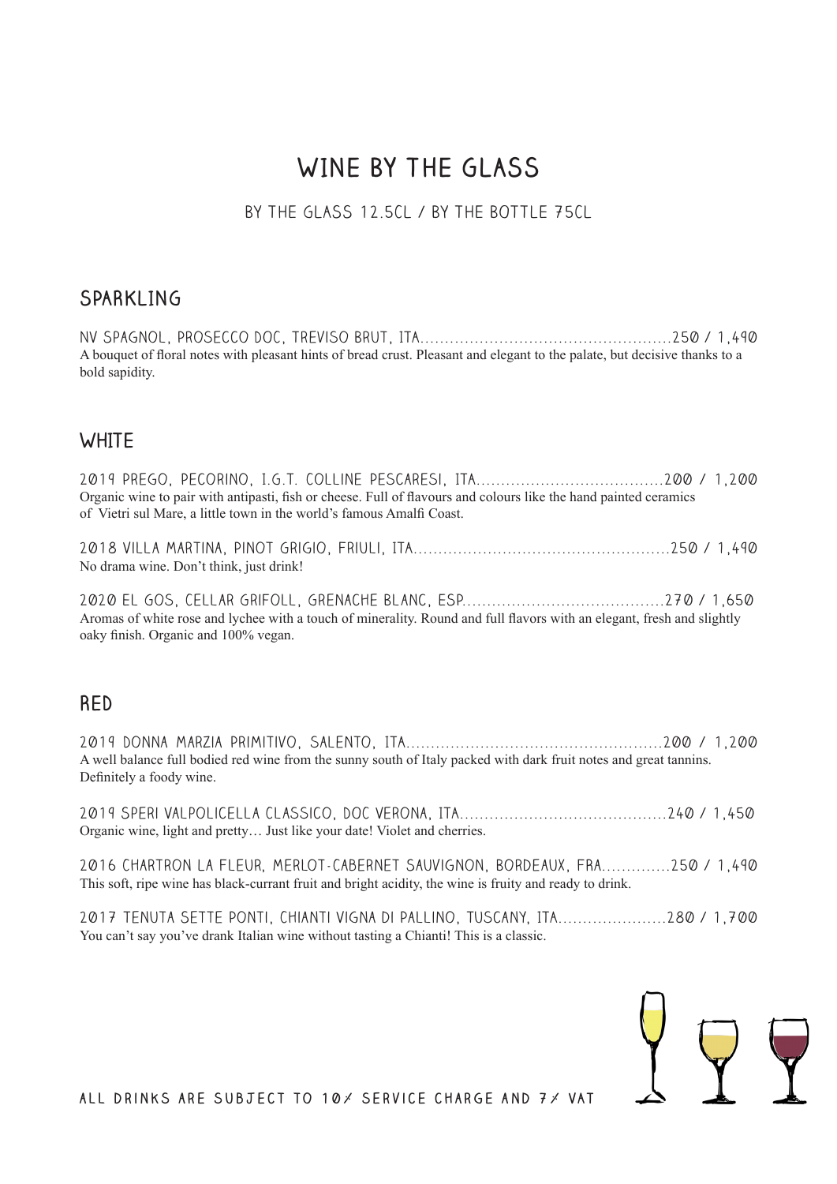# WINE BY THE GLASS

BY THE GLASS 12.5CL / BY THE BOTTLE 75CL

## SPARKLING

NV SPAGNOL, PROSECCO DOC, TREVISO BRUT, ITA.......................................................250 / 1,490
A bouquet of floral notes with pleasant hints of bread crust. Pleasant and elegant to the palate, but decisive thanks to a bold sapidity.

## WHITE

2019 PREGO, PECORINO, I.G.T. COLLINE PESCARESI, ITA......................................200 / 1,200
Organic wine to pair with antipasti, fish or cheese. Full of flavours and colours like the hand painted ceramics of Vietri sul Mare, a little town in the world's famous Amalfi Coast.

2018 VILLA MARTINA, PINOT GRIGIO, FRIULI, ITA....................................................250 / 1,490
No drama wine. Don't think, just drink!

2020 EL GOS, CELLAR GRIFOLL, GRENACHE BLANC, ESP.........................................270 / 1,650
Aromas of white rose and lychee with a touch of minerality. Round and full flavors with an elegant, fresh and slightly oaky finish. Organic and 100% vegan.

## RED

2019 DONNA MARZIA PRIMITIVO, SALENTO, ITA....................................................200 / 1,200
A well balance full bodied red wine from the sunny south of Italy packed with dark fruit notes and great tannins. Definitely a foody wine.

2019 SPERI VALPOLICELLA CLASSICO, DOC VERONA, ITA..........................................240 / 1,450
Organic wine, light and pretty… Just like your date! Violet and cherries.

2016 CHARTRON LA FLEUR, MERLOT-CABERNET SAUVIGNON, BORDEAUX, FRA..............250 / 1,490
This soft, ripe wine has black-currant fruit and bright acidity, the wine is fruity and ready to drink.

2017 TENUTA SETTE PONTI, CHIANTI VIGNA DI PALLINO, TUSCANY, ITA.......................280 / 1,700
You can't say you've drank Italian wine without tasting a Chianti! This is a classic.

ALL DRINKS ARE SUBJECT TO 10% SERVICE CHARGE AND 7% VAT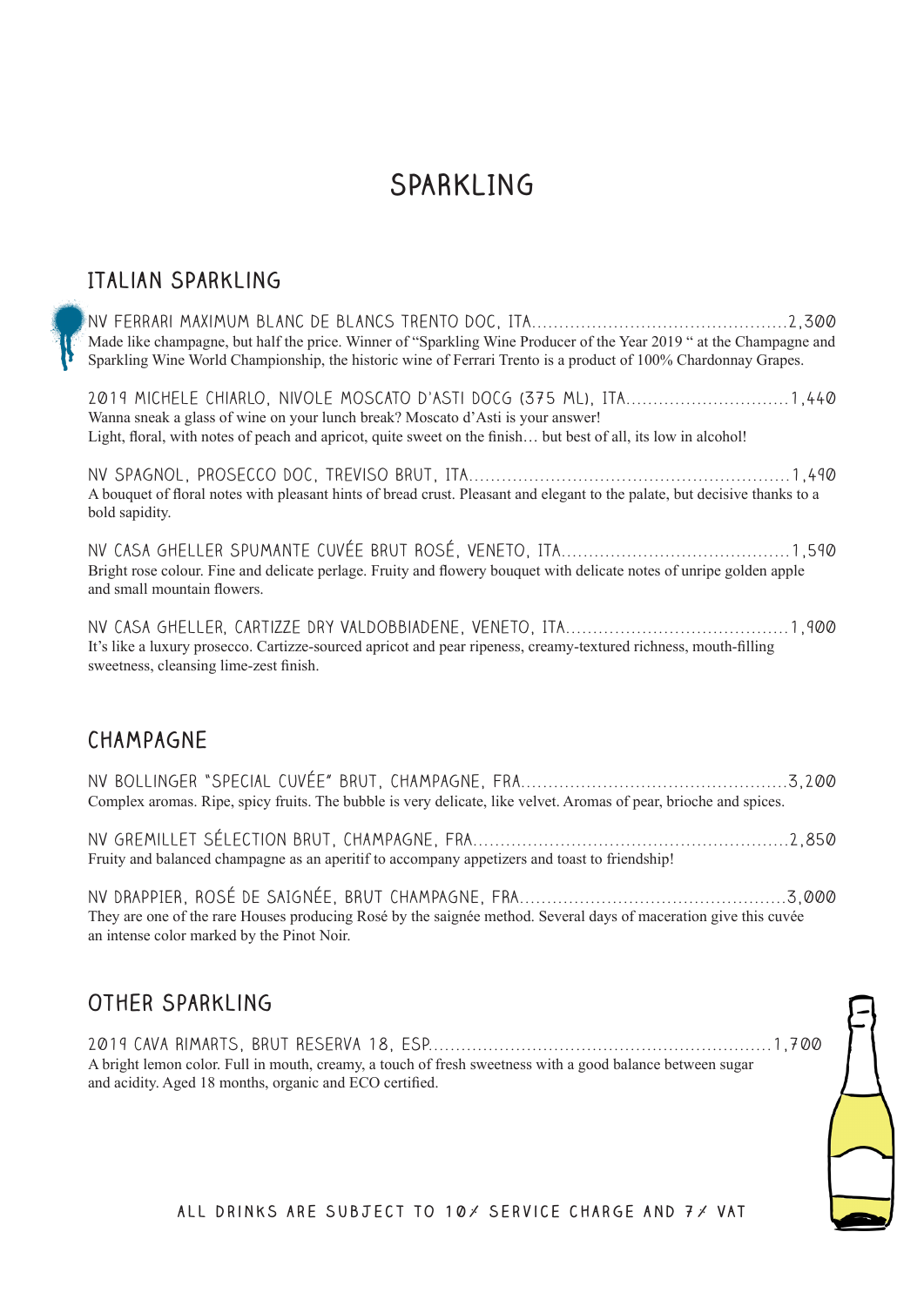# SPARKLING

## ITALIAN SPARKLING

NV FERRARI MAXIMUM BLANC DE BLANCS TRENTO DOC, ITA..............................................2,300
Made like champagne, but half the price. Winner of "Sparkling Wine Producer of the Year 2019 " at the Champagne and Sparkling Wine World Championship, the historic wine of Ferrari Trento is a product of 100% Chardonnay Grapes.

2019 MICHELE CHIARLO, NIVOLE MOSCATO D'ASTI DOCG (375 ML), ITA..............................1,440
Wanna sneak a glass of wine on your lunch break? Moscato d'Asti is your answer!
Light, floral, with notes of peach and apricot, quite sweet on the finish… but best of all, its low in alcohol!

NV SPAGNOL, PROSECCO DOC, TREVISO BRUT, ITA.........................................................1,490
A bouquet of floral notes with pleasant hints of bread crust. Pleasant and elegant to the palate, but decisive thanks to a bold sapidity.

NV CASA GHELLER SPUMANTE CUVÉE BRUT ROSÉ, VENETO, ITA.........................................1,590
Bright rose colour. Fine and delicate perlage. Fruity and flowery bouquet with delicate notes of unripe golden apple and small mountain flowers.

NV CASA GHELLER, CARTIZZE DRY VALDOBBIADENE, VENETO, ITA........................................1,900
It's like a luxury prosecco. Cartizze-sourced apricot and pear ripeness, creamy-textured richness, mouth-filling sweetness, cleansing lime-zest finish.

## CHAMPAGNE

NV BOLLINGER "SPECIAL CUVÉE" BRUT, CHAMPAGNE, FRA................................................3,200
Complex aromas. Ripe, spicy fruits. The bubble is very delicate, like velvet. Aromas of pear, brioche and spices.

NV GREMILLET SÉLECTION BRUT, CHAMPAGNE, FRA.........................................................2,850
Fruity and balanced champagne as an aperitif to accompany appetizers and toast to friendship!

NV DRAPPIER, ROSÉ DE SAIGNÉE, BRUT CHAMPAGNE, FRA................................................3,000
They are one of the rare Houses producing Rosé by the saignée method. Several days of maceration give this cuvée an intense color marked by the Pinot Noir.

## OTHER SPARKLING

2019 CAVA RIMARTS, BRUT RESERVA 18, ESP.............................................................1,700
A bright lemon color. Full in mouth, creamy, a touch of fresh sweetness with a good balance between sugar and acidity. Aged 18 months, organic and ECO certified.

ALL DRINKS ARE SUBJECT TO 10% SERVICE CHARGE AND 7% VAT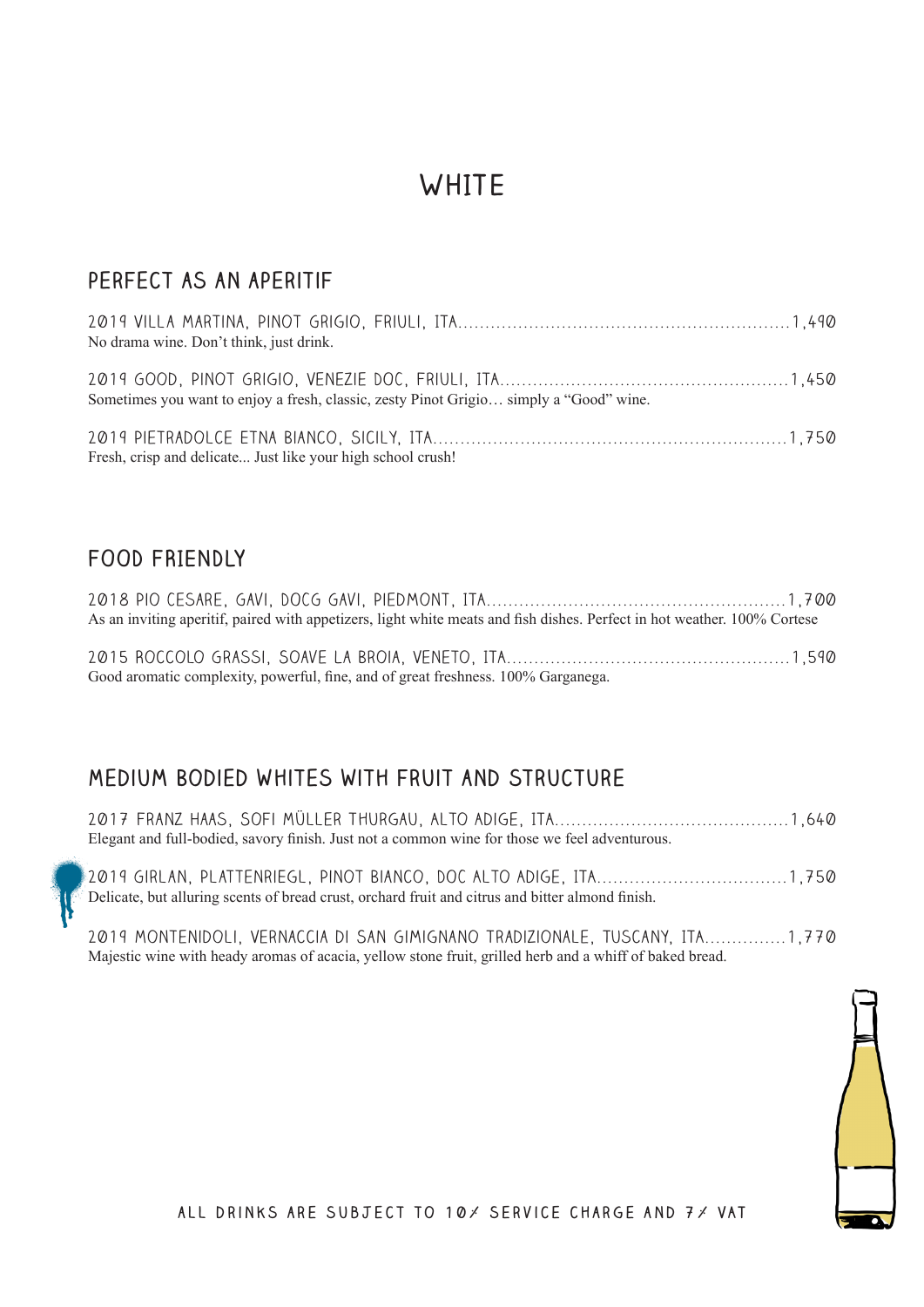# WHITE

## PERFECT AS AN APERITIF

2019 VILLA MARTINA, PINOT GRIGIO, FRIULI, ITA....1,490
No drama wine. Don't think, just drink.

2019 GOOD, PINOT GRIGIO, VENEZIE DOC, FRIULI, ITA....1,450
Sometimes you want to enjoy a fresh, classic, zesty Pinot Grigio… simply a "Good" wine.

2019 PIETRADOLCE ETNA BIANCO, SICILY, ITA....1,750
Fresh, crisp and delicate... Just like your high school crush!

## FOOD FRIENDLY

2018 PIO CESARE, GAVI, DOCG GAVI, PIEDMONT, ITA....1,700
As an inviting aperitif, paired with appetizers, light white meats and fish dishes. Perfect in hot weather. 100% Cortese

2015 ROCCOLO GRASSI, SOAVE LA BROIA, VENETO, ITA....1,590
Good aromatic complexity, powerful, fine, and of great freshness. 100% Garganega.

## MEDIUM BODIED WHITES WITH FRUIT AND STRUCTURE

2017 FRANZ HAAS, SOFI MÜLLER THURGAU, ALTO ADIGE, ITA....1,640
Elegant and full-bodied, savory finish. Just not a common wine for those we feel adventurous.

2019 GIRLAN, PLATTENRIEGL, PINOT BIANCO, DOC ALTO ADIGE, ITA....1,750
Delicate, but alluring scents of bread crust, orchard fruit and citrus and bitter almond finish.

2019 MONTENIDOLI, VERNACCIA DI SAN GIMIGNANO TRADIZIONALE, TUSCANY, ITA....1,770
Majestic wine with heady aromas of acacia, yellow stone fruit, grilled herb and a whiff of baked bread.

ALL DRINKS ARE SUBJECT TO 10% SERVICE CHARGE AND 7% VAT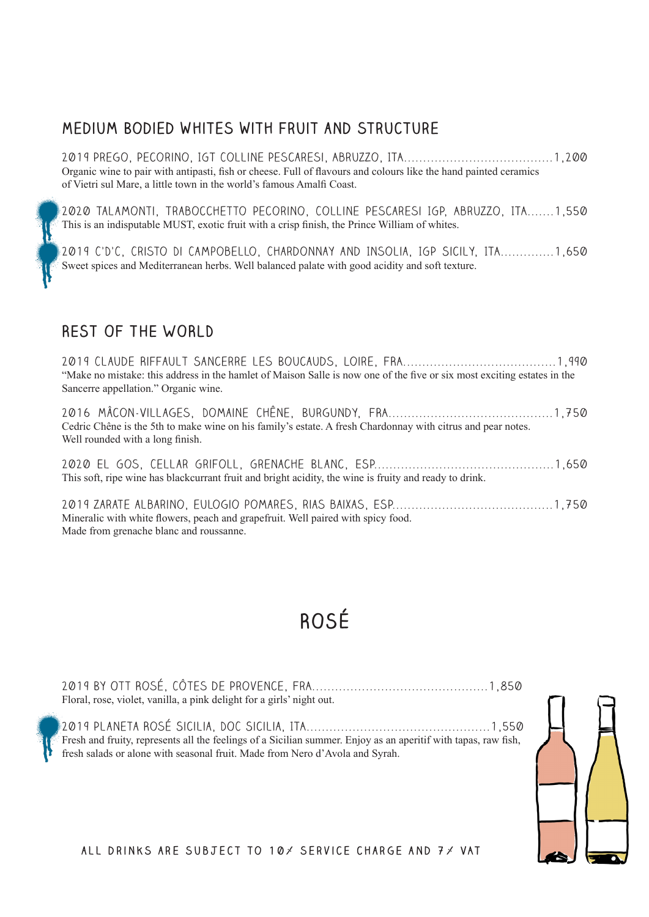## MEDIUM BODIED WHITES WITH FRUIT AND STRUCTURE

2019 PREGO, PECORINO, IGT COLLINE PESCARESI, ABRUZZO, ITA....................................1,200
Organic wine to pair with antipasti, fish or cheese. Full of flavours and colours like the hand painted ceramics of Vietri sul Mare, a little town in the world's famous Amalfi Coast.

2020 TALAMONTI, TRABOCCHETTO PECORINO, COLLINE PESCARESI IGP, ABRUZZO, ITA.......1,550
This is an indisputable MUST, exotic fruit with a crisp finish, the Prince William of whites.

2019 C'D'C, CRISTO DI CAMPOBELLO, CHARDONNAY AND INSOLIA, IGP SICILY, ITA..............1,650
Sweet spices and Mediterranean herbs. Well balanced palate with good acidity and soft texture.

## REST OF THE WORLD

2019 CLAUDE RIFFAULT SANCERRE LES BOUCAUDS, LOIRE, FRA.......................................1,990
"Make no mistake: this address in the hamlet of Maison Salle is now one of the five or six most exciting estates in the Sancerre appellation." Organic wine.

2016 MÂCON-VILLAGES, DOMAINE CHÊNE, BURGUNDY, FRA..........................................1,750
Cedric Chêne is the 5th to make wine on his family's estate. A fresh Chardonnay with citrus and pear notes. Well rounded with a long finish.

2020 EL GOS, CELLAR GRIFOLL, GRENACHE BLANC, ESP..............................................1,650
This soft, ripe wine has blackcurrant fruit and bright acidity, the wine is fruity and ready to drink.

2019 ZARATE ALBARINO, EULOGIO POMARES, RIAS BAIXAS, ESP.........................................1,750
Mineralic with white flowers, peach and grapefruit. Well paired with spicy food.
Made from grenache blanc and roussanne.

# ROSÉ

2019 BY OTT ROSÉ, CÔTES DE PROVENCE, FRA.............................................1,850
Floral, rose, violet, vanilla, a pink delight for a girls' night out.

2019 PLANETA ROSÉ SICILIA, DOC SICILIA, ITA................................................1,550
Fresh and fruity, represents all the feelings of a Sicilian summer. Enjoy as an aperitif with tapas, raw fish, fresh salads or alone with seasonal fruit. Made from Nero d'Avola and Syrah.

ALL DRINKS ARE SUBJECT TO 10% SERVICE CHARGE AND 7% VAT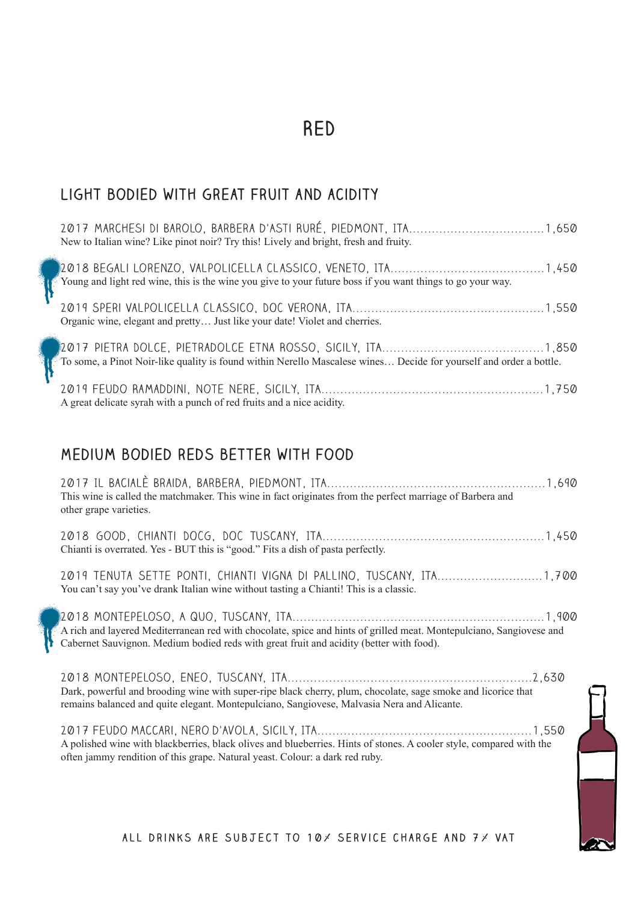# RED

## LIGHT BODIED WITH GREAT FRUIT AND ACIDITY

2017 MARCHESI DI BAROLO, BARBERA D'ASTI RURÉ, PIEDMONT, ITA....................................1,650
New to Italian wine? Like pinot noir? Try this! Lively and bright, fresh and fruity.

2018 BEGALI LORENZO, VALPOLICELLA CLASSICO, VENETO, ITA........................................1,450
Young and light red wine, this is the wine you give to your future boss if you want things to go your way.

2019 SPERI VALPOLICELLA CLASSICO, DOC VERONA, ITA.................................................1,550
Organic wine, elegant and pretty… Just like your date! Violet and cherries.

2017 PIETRA DOLCE, PIETRADOLCE ETNA ROSSO, SICILY, ITA..........................................1,850
To some, a Pinot Noir-like quality is found within Nerello Mascalese wines… Decide for yourself and order a bottle.

2019 FEUDO RAMADDINI, NOTE NERE, SICILY, ITA.........................................................1,750
A great delicate syrah with a punch of red fruits and a nice acidity.

## MEDIUM BODIED REDS BETTER WITH FOOD

2017 IL BACIALÈ BRAIDA, BARBERA, PIEDMONT, ITA.........................................................1,690
This wine is called the matchmaker. This wine in fact originates from the perfect marriage of Barbera and other grape varieties.

2018 GOOD, CHIANTI DOCG, DOC TUSCANY, ITA.........................................................1,450
Chianti is overrated. Yes - BUT this is "good." Fits a dish of pasta perfectly.

2019 TENUTA SETTE PONTI, CHIANTI VIGNA DI PALLINO, TUSCANY, ITA............................1,700
You can't say you've drank Italian wine without tasting a Chianti! This is a classic.

2018 MONTEPELOSO, A QUO, TUSCANY, ITA.................................................................1,900
A rich and layered Mediterranean red with chocolate, spice and hints of grilled meat. Montepulciano, Sangiovese and Cabernet Sauvignon. Medium bodied reds with great fruit and acidity (better with food).

2018 MONTEPELOSO, ENEO, TUSCANY, ITA................................................................2,630
Dark, powerful and brooding wine with super-ripe black cherry, plum, chocolate, sage smoke and licorice that remains balanced and quite elegant. Montepulciano, Sangiovese, Malvasia Nera and Alicante.

2017 FEUDO MACCARI, NERO D'AVOLA, SICILY, ITA.......................................................1,550
A polished wine with blackberries, black olives and blueberries. Hints of stones. A cooler style, compared with the often jammy rendition of this grape. Natural yeast. Colour: a dark red ruby.

ALL DRINKS ARE SUBJECT TO 10% SERVICE CHARGE AND 7% VAT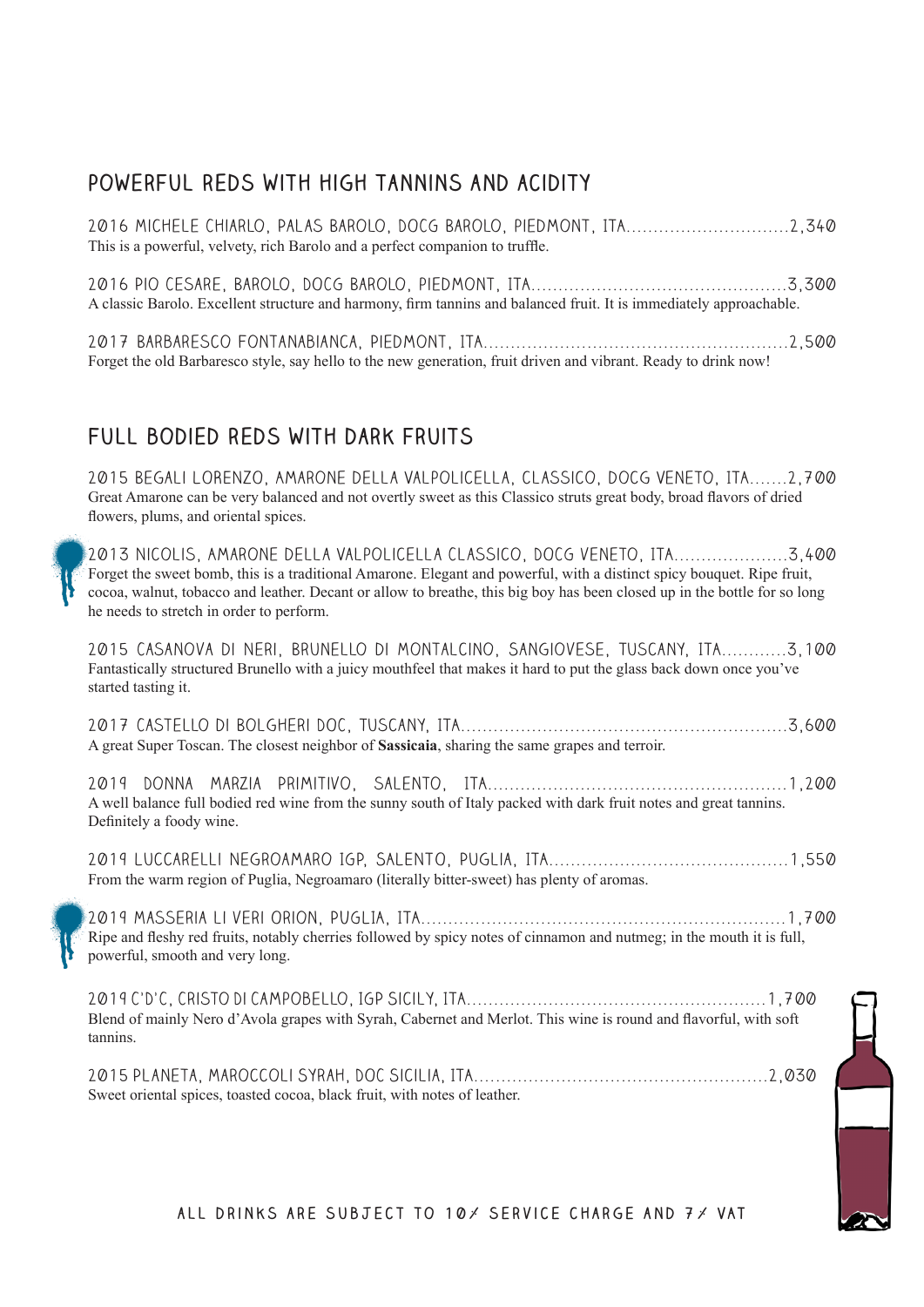## POWERFUL REDS WITH HIGH TANNINS AND ACIDITY

2016 MICHELE CHIARLO, PALAS BAROLO, DOCG BAROLO, PIEDMONT, ITA..............................2,340
This is a powerful, velvety, rich Barolo and a perfect companion to truffle.

2016 PIO CESARE, BAROLO, DOCG BAROLO, PIEDMONT, ITA..............................................3,300
A classic Barolo. Excellent structure and harmony, firm tannins and balanced fruit. It is immediately approachable.

2017 BARBARESCO FONTANABIANCA, PIEDMONT, ITA......................................................2,500
Forget the old Barbaresco style, say hello to the new generation, fruit driven and vibrant. Ready to drink now!

## FULL BODIED REDS WITH DARK FRUITS

2015 BEGALI LORENZO, AMARONE DELLA VALPOLICELLA, CLASSICO, DOCG VENETO, ITA.......2,700
Great Amarone can be very balanced and not overtly sweet as this Classico struts great body, broad flavors of dried flowers, plums, and oriental spices.

2013 NICOLIS, AMARONE DELLA VALPOLICELLA CLASSICO, DOCG VENETO, ITA.....................3,400
Forget the sweet bomb, this is a traditional Amarone. Elegant and powerful, with a distinct spicy bouquet. Ripe fruit, cocoa, walnut, tobacco and leather. Decant or allow to breathe, this big boy has been closed up in the bottle for so long he needs to stretch in order to perform.

2015 CASANOVA DI NERI, BRUNELLO DI MONTALCINO, SANGIOVESE, TUSCANY, ITA............3,100
Fantastically structured Brunello with a juicy mouthfeel that makes it hard to put the glass back down once you've started tasting it.

2017 CASTELLO DI BOLGHERI DOC, TUSCANY, ITA..........................................................3,600
A great Super Toscan. The closest neighbor of **Sassicaia**, sharing the same grapes and terroir.

2019 DONNA MARZIA PRIMITIVO, SALENTO, ITA......................................................1,200
A well balance full bodied red wine from the sunny south of Italy packed with dark fruit notes and great tannins. Definitely a foody wine.

2019 LUCCARELLI NEGROAMARO IGP, SALENTO, PUGLIA, ITA...........................................1,550
From the warm region of Puglia, Negroamaro (literally bitter-sweet) has plenty of aromas.

2019 MASSERIA LI VERI ORION, PUGLIA, ITA..................................................................1,700
Ripe and fleshy red fruits, notably cherries followed by spicy notes of cinnamon and nutmeg; in the mouth it is full, powerful, smooth and very long.

2019 C'D'C, CRISTO DI CAMPOBELLO, IGP SICILY, ITA.....................................................1,700
Blend of mainly Nero d'Avola grapes with Syrah, Cabernet and Merlot. This wine is round and flavorful, with soft tannins.

2015 PLANETA, MAROCCOLI SYRAH, DOC SICILIA, ITA....................................................2,030
Sweet oriental spices, toasted cocoa, black fruit, with notes of leather.

ALL DRINKS ARE SUBJECT TO 10% SERVICE CHARGE AND 7% VAT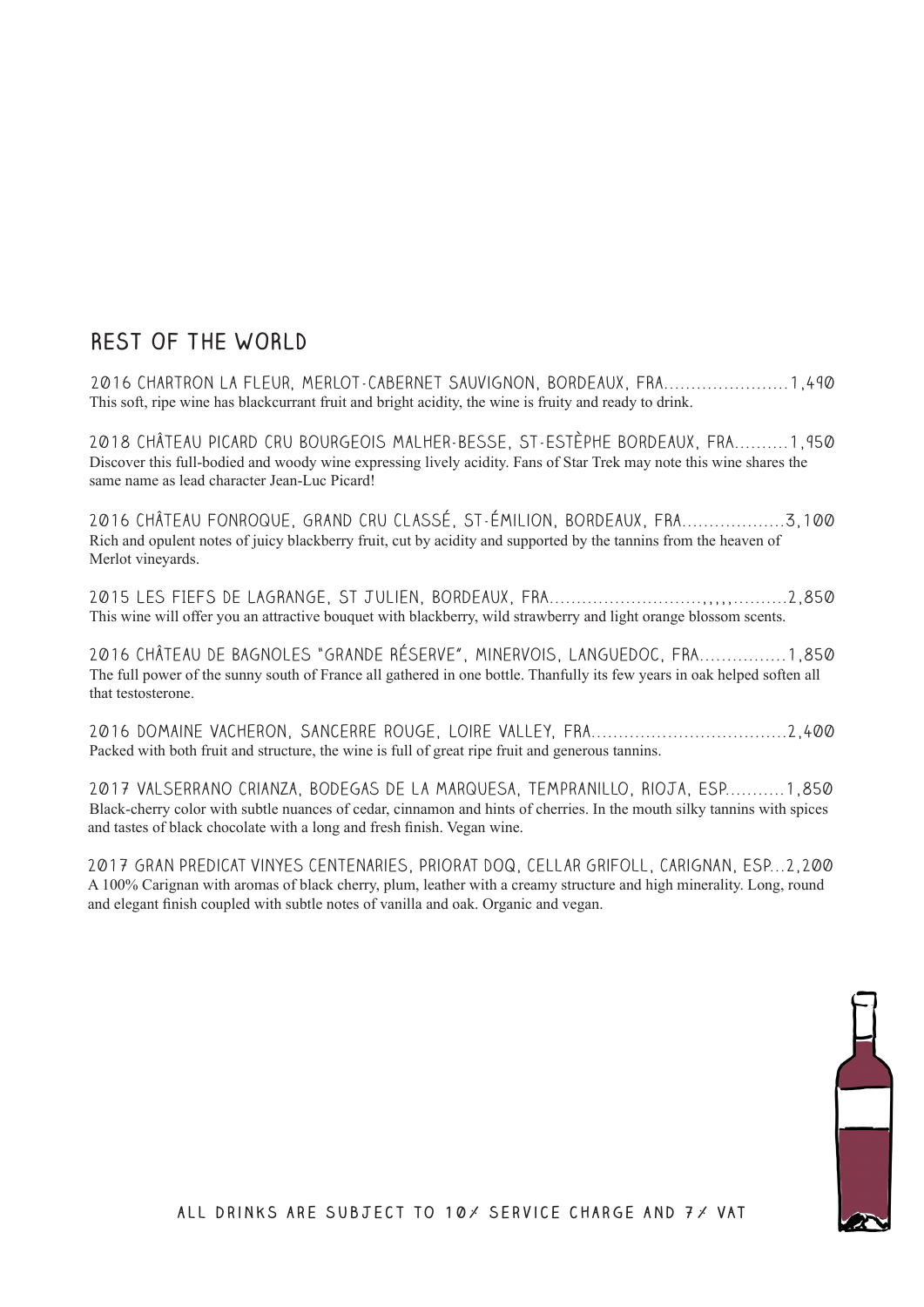## REST OF THE WORLD

2016 CHARTRON LA FLEUR, MERLOT-CABERNET SAUVIGNON, BORDEAUX, FRA........................1,490
This soft, ripe wine has blackcurrant fruit and bright acidity, the wine is fruity and ready to drink.

2018 CHÂTEAU PICARD CRU BOURGEOIS MALHER-BESSE, ST-ESTÈPHE BORDEAUX, FRA..........1,950
Discover this full-bodied and woody wine expressing lively acidity. Fans of Star Trek may note this wine shares the same name as lead character Jean-Luc Picard!

2016 CHÂTEAU FONROQUE, GRAND CRU CLASSÉ, ST-ÉMILION, BORDEAUX, FRA...................3,100
Rich and opulent notes of juicy blackberry fruit, cut by acidity and supported by the tannins from the heaven of Merlot vineyards.

2015 LES FIEFS DE LAGRANGE, ST JULIEN, BORDEAUX, FRA............................,,,,,..........2,850
This wine will offer you an attractive bouquet with blackberry, wild strawberry and light orange blossom scents.

2016 CHÂTEAU DE BAGNOLES "GRANDE RÉSERVE", MINERVOIS, LANGUEDOC, FRA................1,850
The full power of the sunny south of France all gathered in one bottle. Thanfully its few years in oak helped soften all that testosterone.

2016 DOMAINE VACHERON, SANCERRE ROUGE, LOIRE VALLEY, FRA....................................2,400
Packed with both fruit and structure, the wine is full of great ripe fruit and generous tannins.

2017 VALSERRANO CRIANZA, BODEGAS DE LA MARQUESA, TEMPRANILLO, RIOJA, ESP...........1,850
Black-cherry color with subtle nuances of cedar, cinnamon and hints of cherries. In the mouth silky tannins with spices and tastes of black chocolate with a long and fresh finish. Vegan wine.

2017 GRAN PREDICAT VINYES CENTENARIES, PRIORAT DOQ, CELLAR GRIFOLL, CARIGNAN, ESP...2,200
A 100% Carignan with aromas of black cherry, plum, leather with a creamy structure and high minerality. Long, round and elegant finish coupled with subtle notes of vanilla and oak. Organic and vegan.

ALL DRINKS ARE SUBJECT TO 10% SERVICE CHARGE AND 7% VAT